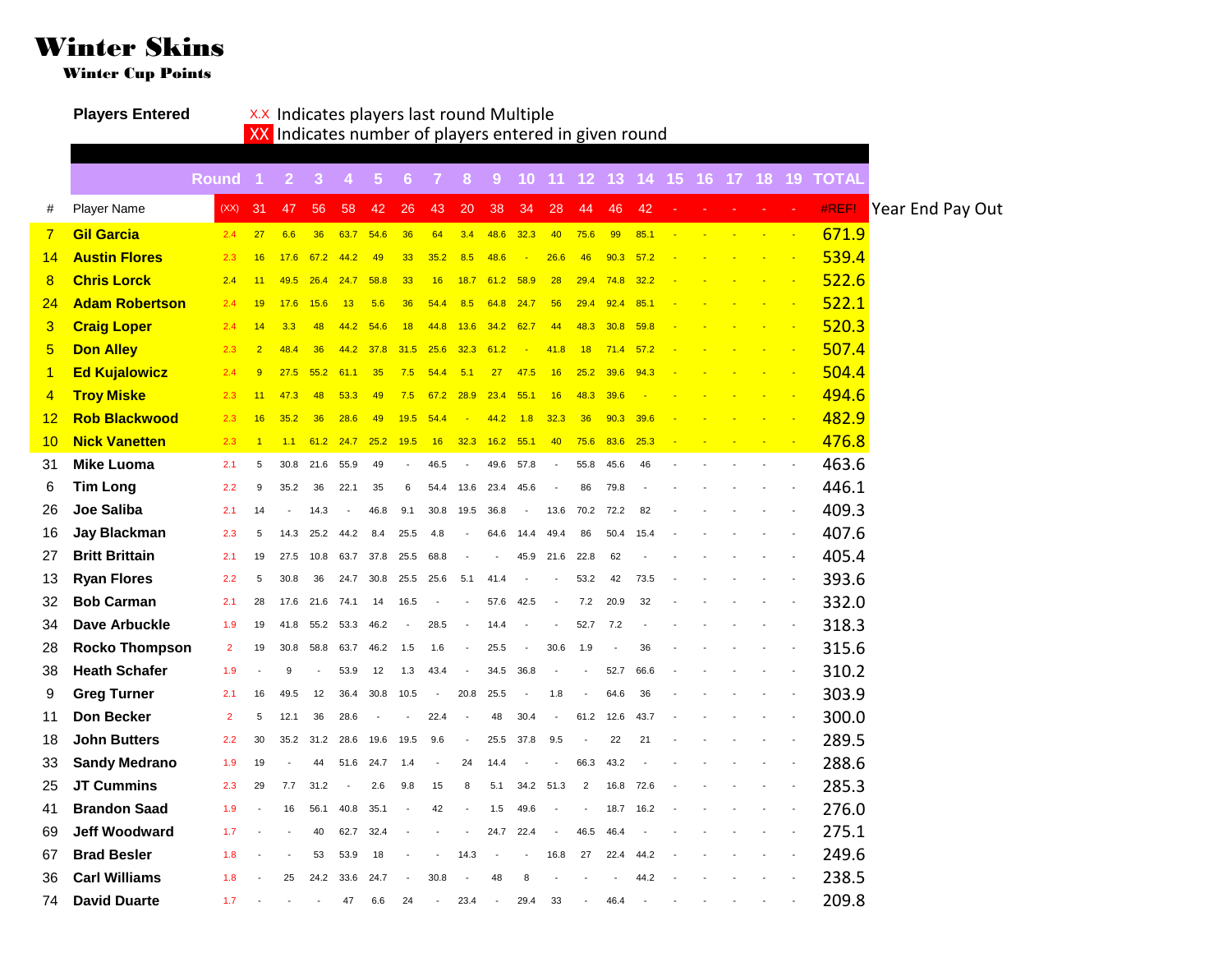# Winter Skins

### Winter Cup Points

**Players Entered**

X.X Indicates players last round Multiple

XX Indicates number of players entered in given round

| # | Player Name | Round (XX) | 1 | 2 | 3 | 4 | 5 | 6 | 7 | 8 | 9 | 10 | 11 | 12 | 13 | 14 | 15 | 16 | 17 | 18 | 19 | TOTAL | |
|---|---|---|---|---|---|---|---|---|---|---|---|---|---|---|---|---|---|---|---|---|---|---|---|
| | | | 31 | 47 | 56 | 58 | 42 | 26 | 43 | 20 | 38 | 34 | 28 | 44 | 46 | 42 | - | - | - | - | - | #REF! | Year End Pay Out |
| 7 | **Gil Garcia** | 2.4 | 27 | 6.6 | 36 | 63.7 | 54.6 | 36 | 64 | 3.4 | 48.6 | 32.3 | 40 | 75.6 | 99 | 85.1 | - | - | - | - | - | 671.9 | |
| 14 | **Austin Flores** | 2.3 | 16 | 17.6 | 67.2 | 44.2 | 49 | 33 | 35.2 | 8.5 | 48.6 | - | 26.6 | 46 | 90.3 | 57.2 | - | - | - | - | - | 539.4 | |
| 8 | **Chris Lorck** | 2.4 | 11 | 49.5 | 26.4 | 24.7 | 58.8 | 33 | 16 | 18.7 | 61.2 | 58.9 | 28 | 29.4 | 74.8 | 32.2 | - | - | - | - | - | 522.6 | |
| 24 | **Adam Robertson** | 2.4 | 19 | 17.6 | 15.6 | 13 | 5.6 | 36 | 54.4 | 8.5 | 64.8 | 24.7 | 56 | 29.4 | 92.4 | 85.1 | - | - | - | - | - | 522.1 | |
| 3 | **Craig Loper** | 2.4 | 14 | 3.3 | 48 | 44.2 | 54.6 | 18 | 44.8 | 13.6 | 34.2 | 62.7 | 44 | 48.3 | 30.8 | 59.8 | - | - | - | - | - | 520.3 | |
| 5 | **Don Alley** | 2.3 | 2 | 48.4 | 36 | 44.2 | 37.8 | 31.5 | 25.6 | 32.3 | 61.2 | - | 41.8 | 18 | 71.4 | 57.2 | - | - | - | - | - | 507.4 | |
| 1 | **Ed Kujalowicz** | 2.4 | 9 | 27.5 | 55.2 | 61.1 | 35 | 7.5 | 54.4 | 5.1 | 27 | 47.5 | 16 | 25.2 | 39.6 | 94.3 | - | - | - | - | - | 504.4 | |
| 4 | **Troy Miske** | 2.3 | 11 | 47.3 | 48 | 53.3 | 49 | 7.5 | 67.2 | 28.9 | 23.4 | 55.1 | 16 | 48.3 | 39.6 | - | - | - | - | - | - | 494.6 | |
| 12 | **Rob Blackwood** | 2.3 | 16 | 35.2 | 36 | 28.6 | 49 | 19.5 | 54.4 | - | 44.2 | 1.8 | 32.3 | 36 | 90.3 | 39.6 | - | - | - | - | - | 482.9 | |
| 10 | **Nick Vanetten** | 2.3 | 1 | 1.1 | 61.2 | 24.7 | 25.2 | 19.5 | 16 | 32.3 | 16.2 | 55.1 | 40 | 75.6 | 83.6 | 25.3 | - | - | - | - | - | 476.8 | |
| 31 | **Mike Luoma** | 2.1 | 5 | 30.8 | 21.6 | 55.9 | 49 | - | 46.5 | - | 49.6 | 57.8 | - | 55.8 | 45.6 | 46 | - | - | - | - | - | 463.6 | |
| 6 | **Tim Long** | 2.2 | 9 | 35.2 | 36 | 22.1 | 35 | 6 | 54.4 | 13.6 | 23.4 | 45.6 | - | 86 | 79.8 | - | - | - | - | - | - | 446.1 | |
| 26 | **Joe Saliba** | 2.1 | 14 | - | 14.3 | - | 46.8 | 9.1 | 30.8 | 19.5 | 36.8 | - | 13.6 | 70.2 | 72.2 | 82 | - | - | - | - | - | 409.3 | |
| 16 | **Jay Blackman** | 2.3 | 5 | 14.3 | 25.2 | 44.2 | 8.4 | 25.5 | 4.8 | - | 64.6 | 14.4 | 49.4 | 86 | 50.4 | 15.4 | - | - | - | - | - | 407.6 | |
| 27 | **Britt Brittain** | 2.1 | 19 | 27.5 | 10.8 | 63.7 | 37.8 | 25.5 | 68.8 | - | - | 45.9 | 21.6 | 22.8 | 62 | - | - | - | - | - | - | 405.4 | |
| 13 | **Ryan Flores** | 2.2 | 5 | 30.8 | 36 | 24.7 | 30.8 | 25.5 | 25.6 | 5.1 | 41.4 | - | - | 53.2 | 42 | 73.5 | - | - | - | - | - | 393.6 | |
| 32 | **Bob Carman** | 2.1 | 28 | 17.6 | 21.6 | 74.1 | 14 | 16.5 | - | - | 57.6 | 42.5 | - | 7.2 | 20.9 | 32 | - | - | - | - | - | 332.0 | |
| 34 | **Dave Arbuckle** | 1.9 | 19 | 41.8 | 55.2 | 53.3 | 46.2 | - | 28.5 | - | 14.4 | - | - | 52.7 | 7.2 | - | - | - | - | - | - | 318.3 | |
| 28 | **Rocko Thompson** | 2 | 19 | 30.8 | 58.8 | 63.7 | 46.2 | 1.5 | 1.6 | - | 25.5 | - | 30.6 | 1.9 | - | 36 | - | - | - | - | - | 315.6 | |
| 38 | **Heath Schafer** | 1.9 | - | 9 | - | 53.9 | 12 | 1.3 | 43.4 | - | 34.5 | 36.8 | - | - | 52.7 | 66.6 | - | - | - | - | - | 310.2 | |
| 9 | **Greg Turner** | 2.1 | 16 | 49.5 | 12 | 36.4 | 30.8 | 10.5 | - | 20.8 | 25.5 | - | 1.8 | - | 64.6 | 36 | - | - | - | - | - | 303.9 | |
| 11 | **Don Becker** | 2 | 5 | 12.1 | 36 | 28.6 | - | - | 22.4 | - | 48 | 30.4 | - | 61.2 | 12.6 | 43.7 | - | - | - | - | - | 300.0 | |
| 18 | **John Butters** | 2.2 | 30 | 35.2 | 31.2 | 28.6 | 19.6 | 19.5 | 9.6 | - | 25.5 | 37.8 | 9.5 | - | 22 | 21 | - | - | - | - | - | 289.5 | |
| 33 | **Sandy Medrano** | 1.9 | 19 | - | 44 | 51.6 | 24.7 | 1.4 | - | 24 | 14.4 | - | - | 66.3 | 43.2 | - | - | - | - | - | - | 288.6 | |
| 25 | **JT Cummins** | 2.3 | 29 | 7.7 | 31.2 | - | 2.6 | 9.8 | 15 | 8 | 5.1 | 34.2 | 51.3 | 2 | 16.8 | 72.6 | - | - | - | - | - | 285.3 | |
| 41 | **Brandon Saad** | 1.9 | - | 16 | 56.1 | 40.8 | 35.1 | - | 42 | - | 1.5 | 49.6 | - | - | 18.7 | 16.2 | - | - | - | - | - | 276.0 | |
| 69 | **Jeff Woodward** | 1.7 | - | - | 40 | 62.7 | 32.4 | - | - | - | 24.7 | 22.4 | - | 46.5 | 46.4 | - | - | - | - | - | - | 275.1 | |
| 67 | **Brad Besler** | 1.8 | - | - | 53 | 53.9 | 18 | - | - | 14.3 | - | - | 16.8 | 27 | 22.4 | 44.2 | - | - | - | - | - | 249.6 | |
| 36 | **Carl Williams** | 1.8 | - | 25 | 24.2 | 33.6 | 24.7 | - | 30.8 | - | 48 | 8 | - | - | - | 44.2 | - | - | - | - | - | 238.5 | |
| 74 | **David Duarte** | 1.7 | - | - | - | 47 | 6.6 | 24 | - | 23.4 | - | 29.4 | 33 | - | 46.4 | - | - | - | - | - | - | 209.8 | |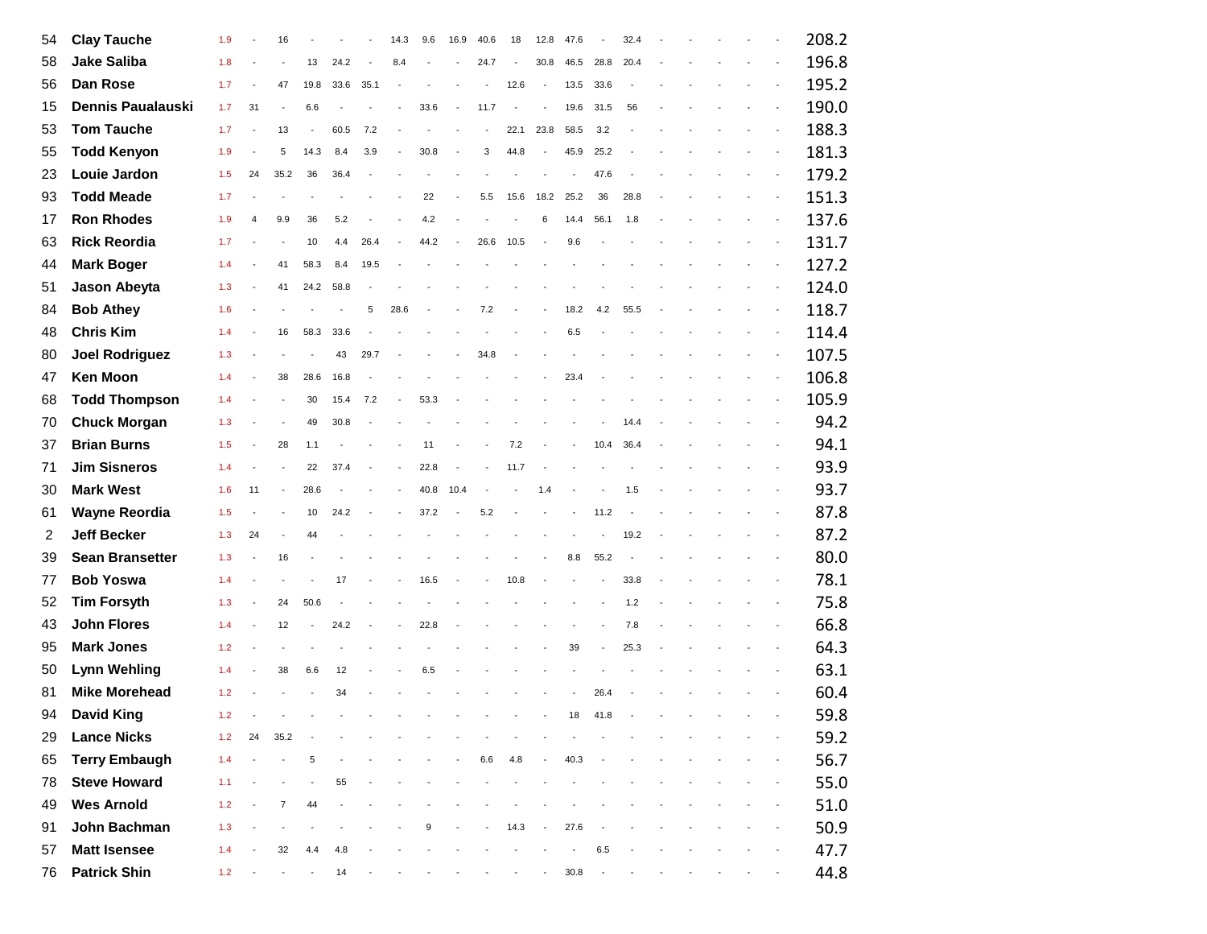| | | | | | | | | | | | | | | | | | | | | | | |
|---|---|---|---|---|---|---|---|---|---|---|---|---|---|---|---|---|---|---|---|---|---|---|
| 54 | **Clay Tauche** | 1.9 | - | 16 | - | - | - | 14.3 | 9.6 | 16.9 | 40.6 | 18 | 12.8 | 47.6 | - | 32.4 | - | - | - | - | - | 208.2 |
| 58 | **Jake Saliba** | 1.8 | - | - | 13 | 24.2 | - | 8.4 | - | - | 24.7 | - | 30.8 | 46.5 | 28.8 | 20.4 | - | - | - | - | - | 196.8 |
| 56 | **Dan Rose** | 1.7 | - | 47 | 19.8 | 33.6 | 35.1 | - | - | - | - | 12.6 | - | 13.5 | 33.6 | - | - | - | - | - | - | 195.2 |
| 15 | **Dennis Paualauski** | 1.7 | 31 | - | 6.6 | - | - | - | 33.6 | - | 11.7 | - | - | 19.6 | 31.5 | 56 | - | - | - | - | - | 190.0 |
| 53 | **Tom Tauche** | 1.7 | - | 13 | - | 60.5 | 7.2 | - | - | - | - | 22.1 | 23.8 | 58.5 | 3.2 | - | - | - | - | - | - | 188.3 |
| 55 | **Todd Kenyon** | 1.9 | - | 5 | 14.3 | 8.4 | 3.9 | - | 30.8 | - | 3 | 44.8 | - | 45.9 | 25.2 | - | - | - | - | - | - | 181.3 |
| 23 | **Louie Jardon** | 1.5 | 24 | 35.2 | 36 | 36.4 | - | - | - | - | - | - | - | - | 47.6 | - | - | - | - | - | - | 179.2 |
| 93 | **Todd Meade** | 1.7 | - | - | - | - | - | - | 22 | - | 5.5 | 15.6 | 18.2 | 25.2 | 36 | 28.8 | - | - | - | - | - | 151.3 |
| 17 | **Ron Rhodes** | 1.9 | 4 | 9.9 | 36 | 5.2 | - | - | 4.2 | - | - | - | 6 | 14.4 | 56.1 | 1.8 | - | - | - | - | - | 137.6 |
| 63 | **Rick Reordia** | 1.7 | - | - | 10 | 4.4 | 26.4 | - | 44.2 | - | 26.6 | 10.5 | - | 9.6 | - | - | - | - | - | - | - | 131.7 |
| 44 | **Mark Boger** | 1.4 | - | 41 | 58.3 | 8.4 | 19.5 | - | - | - | - | - | - | - | - | - | - | - | - | - | - | 127.2 |
| 51 | **Jason Abeyta** | 1.3 | - | 41 | 24.2 | 58.8 | - | - | - | - | - | - | - | - | - | - | - | - | - | - | - | 124.0 |
| 84 | **Bob Athey** | 1.6 | - | - | - | - | 5 | 28.6 | - | - | 7.2 | - | - | 18.2 | 4.2 | 55.5 | - | - | - | - | - | 118.7 |
| 48 | **Chris Kim** | 1.4 | - | 16 | 58.3 | 33.6 | - | - | - | - | - | - | - | 6.5 | - | - | - | - | - | - | - | 114.4 |
| 80 | **Joel Rodriguez** | 1.3 | - | - | - | 43 | 29.7 | - | - | - | 34.8 | - | - | - | - | - | - | - | - | - | - | 107.5 |
| 47 | **Ken Moon** | 1.4 | - | 38 | 28.6 | 16.8 | - | - | - | - | - | - | - | 23.4 | - | - | - | - | - | - | - | 106.8 |
| 68 | **Todd Thompson** | 1.4 | - | - | 30 | 15.4 | 7.2 | - | 53.3 | - | - | - | - | - | - | - | - | - | - | - | - | 105.9 |
| 70 | **Chuck Morgan** | 1.3 | - | - | 49 | 30.8 | - | - | - | - | - | - | - | - | - | 14.4 | - | - | - | - | - | 94.2 |
| 37 | **Brian Burns** | 1.5 | - | 28 | 1.1 | - | - | - | 11 | - | - | 7.2 | - | - | 10.4 | 36.4 | - | - | - | - | - | 94.1 |
| 71 | **Jim Sisneros** | 1.4 | - | - | 22 | 37.4 | - | - | 22.8 | - | - | 11.7 | - | - | - | - | - | - | - | - | - | 93.9 |
| 30 | **Mark West** | 1.6 | 11 | - | 28.6 | - | - | - | 40.8 | 10.4 | - | - | 1.4 | - | - | 1.5 | - | - | - | - | - | 93.7 |
| 61 | **Wayne Reordia** | 1.5 | - | - | 10 | 24.2 | - | - | 37.2 | - | 5.2 | - | - | - | 11.2 | - | - | - | - | - | - | 87.8 |
| 2 | **Jeff Becker** | 1.3 | 24 | - | 44 | - | - | - | - | - | - | - | - | - | - | 19.2 | - | - | - | - | - | 87.2 |
| 39 | **Sean Bransetter** | 1.3 | - | 16 | - | - | - | - | - | - | - | - | - | 8.8 | 55.2 | - | - | - | - | - | - | 80.0 |
| 77 | **Bob Yoswa** | 1.4 | - | - | - | 17 | - | - | 16.5 | - | - | 10.8 | - | - | - | 33.8 | - | - | - | - | - | 78.1 |
| 52 | **Tim Forsyth** | 1.3 | - | 24 | 50.6 | - | - | - | - | - | - | - | - | - | - | 1.2 | - | - | - | - | - | 75.8 |
| 43 | **John Flores** | 1.4 | - | 12 | - | 24.2 | - | - | 22.8 | - | - | - | - | - | - | 7.8 | - | - | - | - | - | 66.8 |
| 95 | **Mark Jones** | 1.2 | - | - | - | - | - | - | - | - | - | - | - | 39 | - | 25.3 | - | - | - | - | - | 64.3 |
| 50 | **Lynn Wehling** | 1.4 | - | 38 | 6.6 | 12 | - | - | 6.5 | - | - | - | - | - | - | - | - | - | - | - | - | 63.1 |
| 81 | **Mike Morehead** | 1.2 | - | - | - | 34 | - | - | - | - | - | - | - | - | 26.4 | - | - | - | - | - | - | 60.4 |
| 94 | **David King** | 1.2 | - | - | - | - | - | - | - | - | - | - | - | 18 | 41.8 | - | - | - | - | - | - | 59.8 |
| 29 | **Lance Nicks** | 1.2 | 24 | 35.2 | - | - | - | - | - | - | - | - | - | - | - | - | - | - | - | - | - | 59.2 |
| 65 | **Terry Embaugh** | 1.4 | - | - | 5 | - | - | - | - | - | 6.6 | 4.8 | - | 40.3 | - | - | - | - | - | - | - | 56.7 |
| 78 | **Steve Howard** | 1.1 | - | - | - | 55 | - | - | - | - | - | - | - | - | - | - | - | - | - | - | - | 55.0 |
| 49 | **Wes Arnold** | 1.2 | - | 7 | 44 | - | - | - | - | - | - | - | - | - | - | - | - | - | - | - | - | 51.0 |
| 91 | **John Bachman** | 1.3 | - | - | - | - | - | - | 9 | - | - | 14.3 | - | 27.6 | - | - | - | - | - | - | - | 50.9 |
| 57 | **Matt Isensee** | 1.4 | - | 32 | 4.4 | 4.8 | - | - | - | - | - | - | - | - | 6.5 | - | - | - | - | - | - | 47.7 |
| 76 | **Patrick Shin** | 1.2 | - | - | - | 14 | - | - | - | - | - | - | - | 30.8 | - | - | - | - | - | - | - | 44.8 |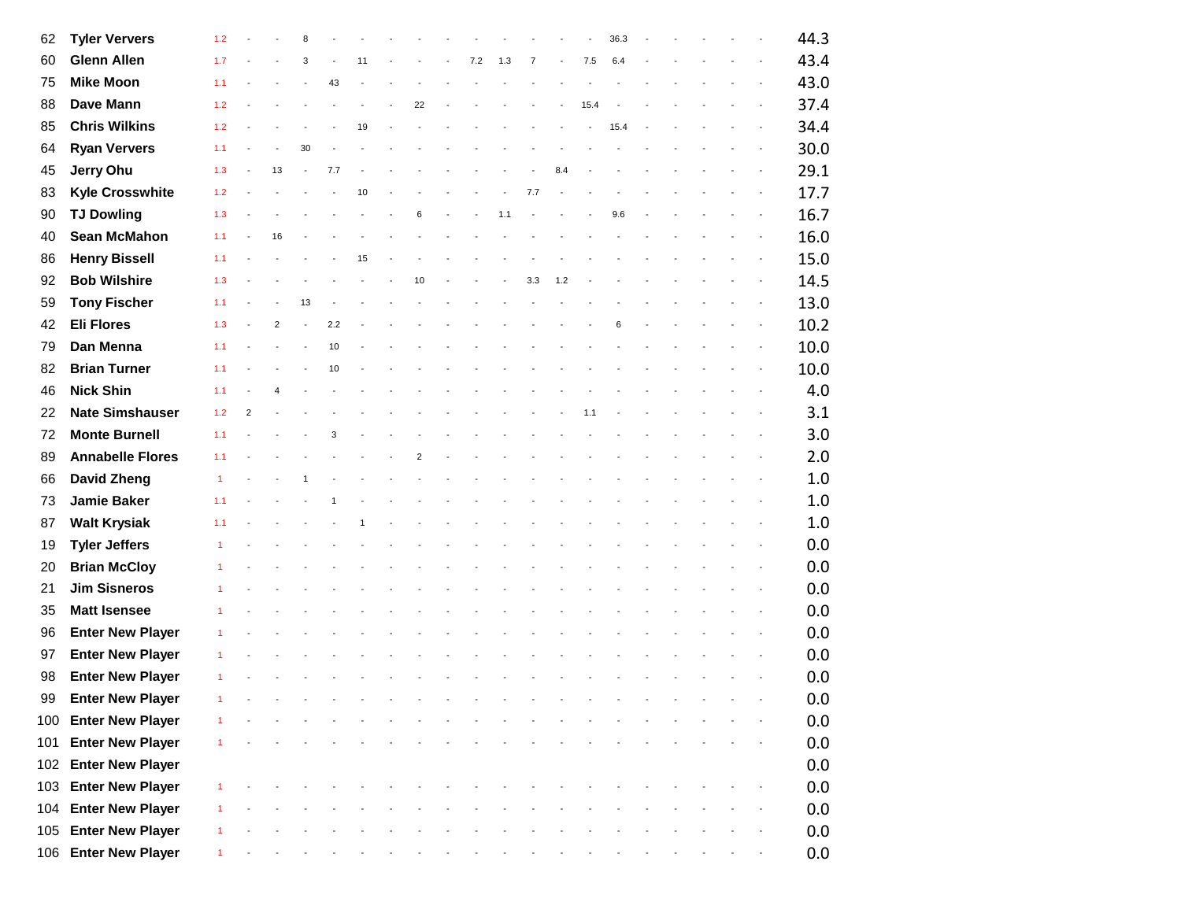| | | | | | | | | | | | | | | | | | | | | | | |
|---|---|---|---|---|---|---|---|---|---|---|---|---|---|---|---|---|---|---|---|---|---|---|
| 62 | **Tyler Ververs** | 1.2 | - | - | 8 | - | - | - | - | - | - | - | - | - | - | 36.3 | - | - | - | - | - | 44.3 |
| 60 | **Glenn Allen** | 1.7 | - | - | 3 | - | 11 | - | - | - | 7.2 | 1.3 | 7 | - | 7.5 | 6.4 | - | - | - | - | - | 43.4 |
| 75 | **Mike Moon** | 1.1 | - | - | - | 43 | - | - | - | - | - | - | - | - | - | - | - | - | - | - | - | 43.0 |
| 88 | **Dave Mann** | 1.2 | - | - | - | - | - | - | 22 | - | - | - | - | - | 15.4 | - | - | - | - | - | - | 37.4 |
| 85 | **Chris Wilkins** | 1.2 | - | - | - | - | 19 | - | - | - | - | - | - | - | - | 15.4 | - | - | - | - | - | 34.4 |
| 64 | **Ryan Ververs** | 1.1 | - | - | 30 | - | - | - | - | - | - | - | - | - | - | - | - | - | - | - | - | 30.0 |
| 45 | **Jerry Ohu** | 1.3 | - | 13 | - | 7.7 | - | - | - | - | - | - | - | 8.4 | - | - | - | - | - | - | - | 29.1 |
| 83 | **Kyle Crosswhite** | 1.2 | - | - | - | - | 10 | - | - | - | - | - | 7.7 | - | - | - | - | - | - | - | - | 17.7 |
| 90 | **TJ Dowling** | 1.3 | - | - | - | - | - | - | 6 | - | - | 1.1 | - | - | - | 9.6 | - | - | - | - | - | 16.7 |
| 40 | **Sean McMahon** | 1.1 | - | 16 | - | - | - | - | - | - | - | - | - | - | - | - | - | - | - | - | - | 16.0 |
| 86 | **Henry Bissell** | 1.1 | - | - | - | - | 15 | - | - | - | - | - | - | - | - | - | - | - | - | - | - | 15.0 |
| 92 | **Bob Wilshire** | 1.3 | - | - | - | - | - | - | 10 | - | - | - | 3.3 | 1.2 | - | - | - | - | - | - | - | 14.5 |
| 59 | **Tony Fischer** | 1.1 | - | - | 13 | - | - | - | - | - | - | - | - | - | - | - | - | - | - | - | - | 13.0 |
| 42 | **Eli Flores** | 1.3 | - | 2 | - | 2.2 | - | - | - | - | - | - | - | - | - | 6 | - | - | - | - | - | 10.2 |
| 79 | **Dan Menna** | 1.1 | - | - | - | 10 | - | - | - | - | - | - | - | - | - | - | - | - | - | - | - | 10.0 |
| 82 | **Brian Turner** | 1.1 | - | - | - | 10 | - | - | - | - | - | - | - | - | - | - | - | - | - | - | - | 10.0 |
| 46 | **Nick Shin** | 1.1 | - | 4 | - | - | - | - | - | - | - | - | - | - | - | - | - | - | - | - | - | 4.0 |
| 22 | **Nate Simshauser** | 1.2 | 2 | - | - | - | - | - | - | - | - | - | - | - | 1.1 | - | - | - | - | - | - | 3.1 |
| 72 | **Monte Burnell** | 1.1 | - | - | - | 3 | - | - | - | - | - | - | - | - | - | - | - | - | - | - | - | 3.0 |
| 89 | **Annabelle Flores** | 1.1 | - | - | - | - | - | - | 2 | - | - | - | - | - | - | - | - | - | - | - | - | 2.0 |
| 66 | **David Zheng** | 1 | - | - | 1 | - | - | - | - | - | - | - | - | - | - | - | - | - | - | - | - | 1.0 |
| 73 | **Jamie Baker** | 1.1 | - | - | - | 1 | - | - | - | - | - | - | - | - | - | - | - | - | - | - | - | 1.0 |
| 87 | **Walt Krysiak** | 1.1 | - | - | - | - | 1 | - | - | - | - | - | - | - | - | - | - | - | - | - | - | 1.0 |
| 19 | **Tyler Jeffers** | 1 | - | - | - | - | - | - | - | - | - | - | - | - | - | - | - | - | - | - | - | 0.0 |
| 20 | **Brian McCloy** | 1 | - | - | - | - | - | - | - | - | - | - | - | - | - | - | - | - | - | - | - | 0.0 |
| 21 | **Jim Sisneros** | 1 | - | - | - | - | - | - | - | - | - | - | - | - | - | - | - | - | - | - | - | 0.0 |
| 35 | **Matt Isensee** | 1 | - | - | - | - | - | - | - | - | - | - | - | - | - | - | - | - | - | - | - | 0.0 |
| 96 | **Enter New Player** | 1 | - | - | - | - | - | - | - | - | - | - | - | - | - | - | - | - | - | - | - | 0.0 |
| 97 | **Enter New Player** | 1 | - | - | - | - | - | - | - | - | - | - | - | - | - | - | - | - | - | - | - | 0.0 |
| 98 | **Enter New Player** | 1 | - | - | - | - | - | - | - | - | - | - | - | - | - | - | - | - | - | - | - | 0.0 |
| 99 | **Enter New Player** | 1 | - | - | - | - | - | - | - | - | - | - | - | - | - | - | - | - | - | - | - | 0.0 |
| 100 | **Enter New Player** | 1 | - | - | - | - | - | - | - | - | - | - | - | - | - | - | - | - | - | - | - | 0.0 |
| 101 | **Enter New Player** | 1 | - | - | - | - | - | - | - | - | - | - | - | - | - | - | - | - | - | - | - | 0.0 |
| 102 | **Enter New Player** | | | | | | | | | | | | | | | | | | | | | 0.0 |
| 103 | **Enter New Player** | 1 | - | - | - | - | - | - | - | - | - | - | - | - | - | - | - | - | - | - | - | 0.0 |
| 104 | **Enter New Player** | 1 | - | - | - | - | - | - | - | - | - | - | - | - | - | - | - | - | - | - | - | 0.0 |
| 105 | **Enter New Player** | 1 | - | - | - | - | - | - | - | - | - | - | - | - | - | - | - | - | - | - | - | 0.0 |
| 106 | **Enter New Player** | 1 | - | - | - | - | - | - | - | - | - | - | - | - | - | - | - | - | - | - | - | 0.0 |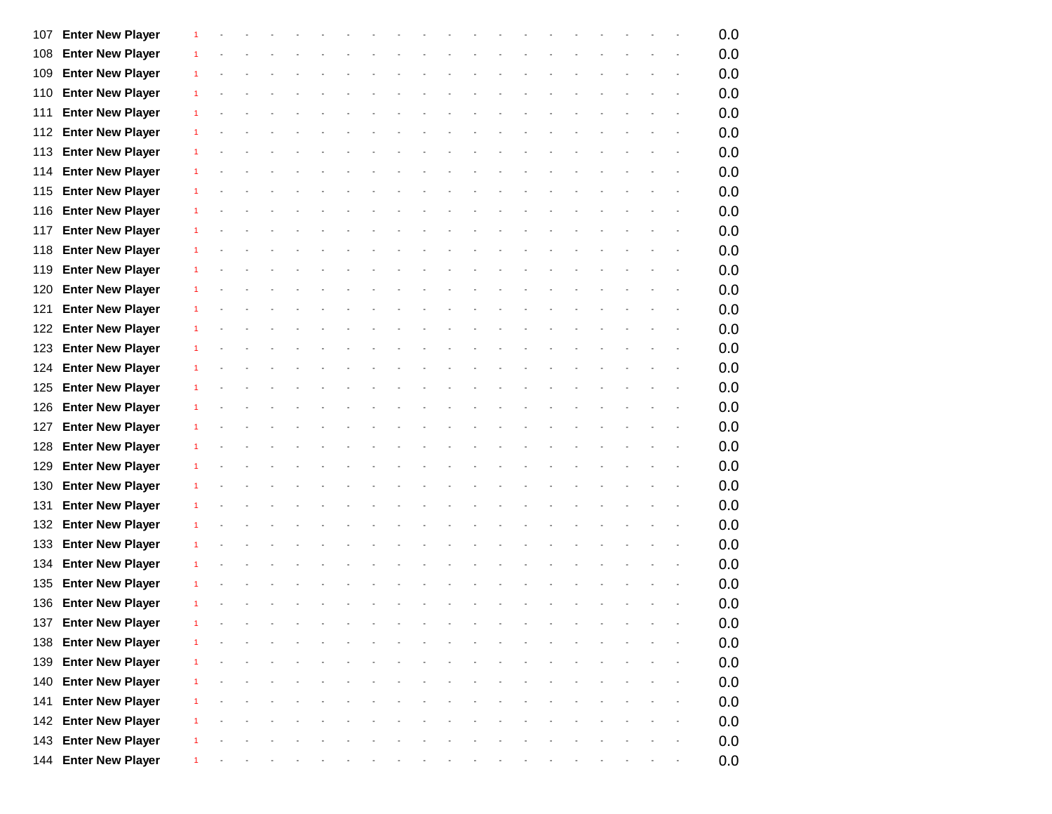| | | | | | | | | | | | | | | | | | | | | | | |
|---|---|---|---|---|---|---|---|---|---|---|---|---|---|---|---|---|---|---|---|---|---|---|
| 107 | **Enter New Player** | 1 | - | - | - | - | - | - | - | - | - | - | - | - | - | - | - | - | - | - | - | 0.0 |
| 108 | **Enter New Player** | 1 | - | - | - | - | - | - | - | - | - | - | - | - | - | - | - | - | - | - | - | 0.0 |
| 109 | **Enter New Player** | 1 | - | - | - | - | - | - | - | - | - | - | - | - | - | - | - | - | - | - | - | 0.0 |
| 110 | **Enter New Player** | 1 | - | - | - | - | - | - | - | - | - | - | - | - | - | - | - | - | - | - | - | 0.0 |
| 111 | **Enter New Player** | 1 | - | - | - | - | - | - | - | - | - | - | - | - | - | - | - | - | - | - | - | 0.0 |
| 112 | **Enter New Player** | 1 | - | - | - | - | - | - | - | - | - | - | - | - | - | - | - | - | - | - | - | 0.0 |
| 113 | **Enter New Player** | 1 | - | - | - | - | - | - | - | - | - | - | - | - | - | - | - | - | - | - | - | 0.0 |
| 114 | **Enter New Player** | 1 | - | - | - | - | - | - | - | - | - | - | - | - | - | - | - | - | - | - | - | 0.0 |
| 115 | **Enter New Player** | 1 | - | - | - | - | - | - | - | - | - | - | - | - | - | - | - | - | - | - | - | 0.0 |
| 116 | **Enter New Player** | 1 | - | - | - | - | - | - | - | - | - | - | - | - | - | - | - | - | - | - | - | 0.0 |
| 117 | **Enter New Player** | 1 | - | - | - | - | - | - | - | - | - | - | - | - | - | - | - | - | - | - | - | 0.0 |
| 118 | **Enter New Player** | 1 | - | - | - | - | - | - | - | - | - | - | - | - | - | - | - | - | - | - | - | 0.0 |
| 119 | **Enter New Player** | 1 | - | - | - | - | - | - | - | - | - | - | - | - | - | - | - | - | - | - | - | 0.0 |
| 120 | **Enter New Player** | 1 | - | - | - | - | - | - | - | - | - | - | - | - | - | - | - | - | - | - | - | 0.0 |
| 121 | **Enter New Player** | 1 | - | - | - | - | - | - | - | - | - | - | - | - | - | - | - | - | - | - | - | 0.0 |
| 122 | **Enter New Player** | 1 | - | - | - | - | - | - | - | - | - | - | - | - | - | - | - | - | - | - | - | 0.0 |
| 123 | **Enter New Player** | 1 | - | - | - | - | - | - | - | - | - | - | - | - | - | - | - | - | - | - | - | 0.0 |
| 124 | **Enter New Player** | 1 | - | - | - | - | - | - | - | - | - | - | - | - | - | - | - | - | - | - | - | 0.0 |
| 125 | **Enter New Player** | 1 | - | - | - | - | - | - | - | - | - | - | - | - | - | - | - | - | - | - | - | 0.0 |
| 126 | **Enter New Player** | 1 | - | - | - | - | - | - | - | - | - | - | - | - | - | - | - | - | - | - | - | 0.0 |
| 127 | **Enter New Player** | 1 | - | - | - | - | - | - | - | - | - | - | - | - | - | - | - | - | - | - | - | 0.0 |
| 128 | **Enter New Player** | 1 | - | - | - | - | - | - | - | - | - | - | - | - | - | - | - | - | - | - | - | 0.0 |
| 129 | **Enter New Player** | 1 | - | - | - | - | - | - | - | - | - | - | - | - | - | - | - | - | - | - | - | 0.0 |
| 130 | **Enter New Player** | 1 | - | - | - | - | - | - | - | - | - | - | - | - | - | - | - | - | - | - | - | 0.0 |
| 131 | **Enter New Player** | 1 | - | - | - | - | - | - | - | - | - | - | - | - | - | - | - | - | - | - | - | 0.0 |
| 132 | **Enter New Player** | 1 | - | - | - | - | - | - | - | - | - | - | - | - | - | - | - | - | - | - | - | 0.0 |
| 133 | **Enter New Player** | 1 | - | - | - | - | - | - | - | - | - | - | - | - | - | - | - | - | - | - | - | 0.0 |
| 134 | **Enter New Player** | 1 | - | - | - | - | - | - | - | - | - | - | - | - | - | - | - | - | - | - | - | 0.0 |
| 135 | **Enter New Player** | 1 | - | - | - | - | - | - | - | - | - | - | - | - | - | - | - | - | - | - | - | 0.0 |
| 136 | **Enter New Player** | 1 | - | - | - | - | - | - | - | - | - | - | - | - | - | - | - | - | - | - | - | 0.0 |
| 137 | **Enter New Player** | 1 | - | - | - | - | - | - | - | - | - | - | - | - | - | - | - | - | - | - | - | 0.0 |
| 138 | **Enter New Player** | 1 | - | - | - | - | - | - | - | - | - | - | - | - | - | - | - | - | - | - | - | 0.0 |
| 139 | **Enter New Player** | 1 | - | - | - | - | - | - | - | - | - | - | - | - | - | - | - | - | - | - | - | 0.0 |
| 140 | **Enter New Player** | 1 | - | - | - | - | - | - | - | - | - | - | - | - | - | - | - | - | - | - | - | 0.0 |
| 141 | **Enter New Player** | 1 | - | - | - | - | - | - | - | - | - | - | - | - | - | - | - | - | - | - | - | 0.0 |
| 142 | **Enter New Player** | 1 | - | - | - | - | - | - | - | - | - | - | - | - | - | - | - | - | - | - | - | 0.0 |
| 143 | **Enter New Player** | 1 | - | - | - | - | - | - | - | - | - | - | - | - | - | - | - | - | - | - | - | 0.0 |
| 144 | **Enter New Player** | 1 | - | - | - | - | - | - | - | - | - | - | - | - | - | - | - | - | - | - | - | 0.0 |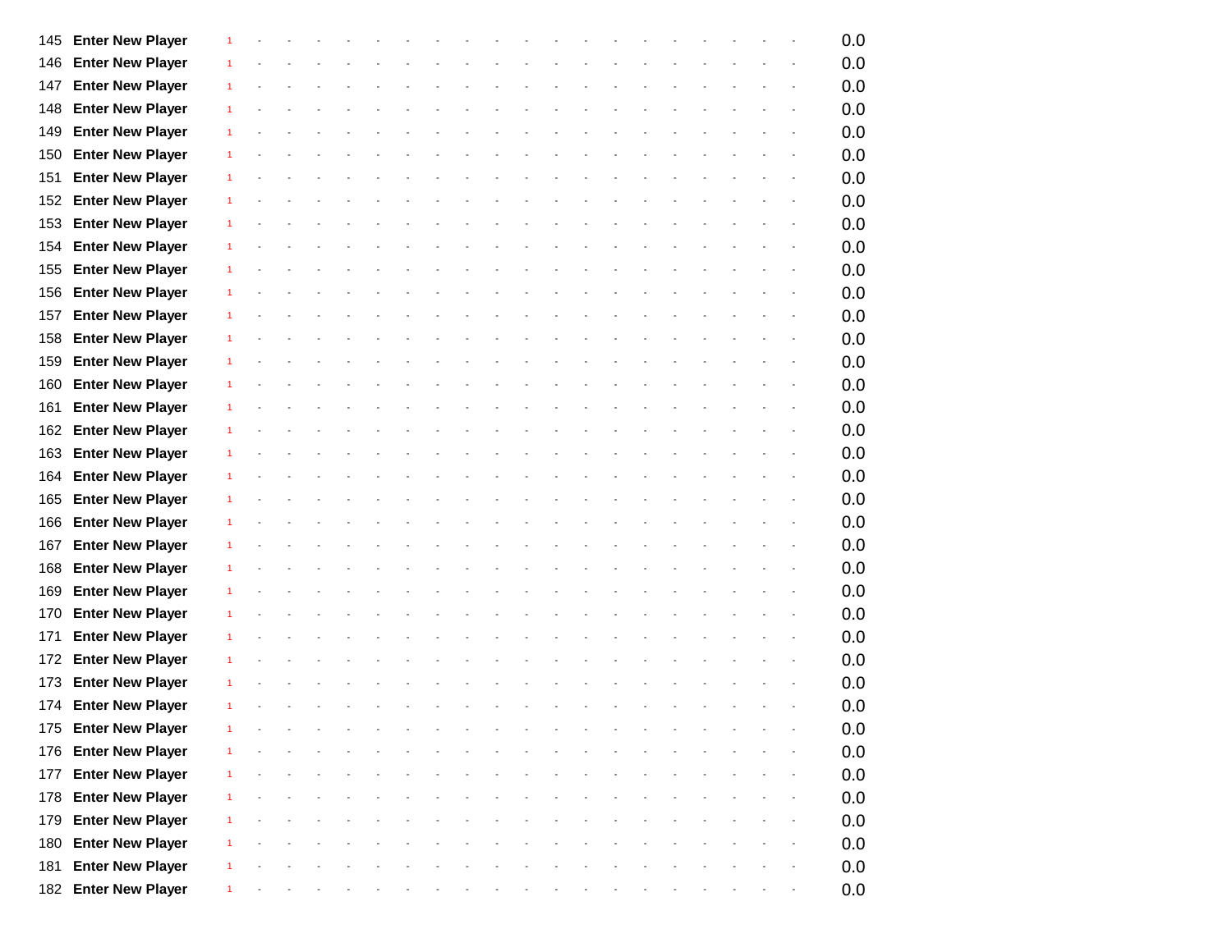| | | | | | | | | | | | | | | | | | | | | | | |
|---|---|---|---|---|---|---|---|---|---|---|---|---|---|---|---|---|---|---|---|---|---|---|
| 145 | **Enter New Player** | 1 | - | - | - | - | - | - | - | - | - | - | - | - | - | - | - | - | - | - | - | 0.0 |
| 146 | **Enter New Player** | 1 | - | - | - | - | - | - | - | - | - | - | - | - | - | - | - | - | - | - | - | 0.0 |
| 147 | **Enter New Player** | 1 | - | - | - | - | - | - | - | - | - | - | - | - | - | - | - | - | - | - | - | 0.0 |
| 148 | **Enter New Player** | 1 | - | - | - | - | - | - | - | - | - | - | - | - | - | - | - | - | - | - | - | 0.0 |
| 149 | **Enter New Player** | 1 | - | - | - | - | - | - | - | - | - | - | - | - | - | - | - | - | - | - | - | 0.0 |
| 150 | **Enter New Player** | 1 | - | - | - | - | - | - | - | - | - | - | - | - | - | - | - | - | - | - | - | 0.0 |
| 151 | **Enter New Player** | 1 | - | - | - | - | - | - | - | - | - | - | - | - | - | - | - | - | - | - | - | 0.0 |
| 152 | **Enter New Player** | 1 | - | - | - | - | - | - | - | - | - | - | - | - | - | - | - | - | - | - | - | 0.0 |
| 153 | **Enter New Player** | 1 | - | - | - | - | - | - | - | - | - | - | - | - | - | - | - | - | - | - | - | 0.0 |
| 154 | **Enter New Player** | 1 | - | - | - | - | - | - | - | - | - | - | - | - | - | - | - | - | - | - | - | 0.0 |
| 155 | **Enter New Player** | 1 | - | - | - | - | - | - | - | - | - | - | - | - | - | - | - | - | - | - | - | 0.0 |
| 156 | **Enter New Player** | 1 | - | - | - | - | - | - | - | - | - | - | - | - | - | - | - | - | - | - | - | 0.0 |
| 157 | **Enter New Player** | 1 | - | - | - | - | - | - | - | - | - | - | - | - | - | - | - | - | - | - | - | 0.0 |
| 158 | **Enter New Player** | 1 | - | - | - | - | - | - | - | - | - | - | - | - | - | - | - | - | - | - | - | 0.0 |
| 159 | **Enter New Player** | 1 | - | - | - | - | - | - | - | - | - | - | - | - | - | - | - | - | - | - | - | 0.0 |
| 160 | **Enter New Player** | 1 | - | - | - | - | - | - | - | - | - | - | - | - | - | - | - | - | - | - | - | 0.0 |
| 161 | **Enter New Player** | 1 | - | - | - | - | - | - | - | - | - | - | - | - | - | - | - | - | - | - | - | 0.0 |
| 162 | **Enter New Player** | 1 | - | - | - | - | - | - | - | - | - | - | - | - | - | - | - | - | - | - | - | 0.0 |
| 163 | **Enter New Player** | 1 | - | - | - | - | - | - | - | - | - | - | - | - | - | - | - | - | - | - | - | 0.0 |
| 164 | **Enter New Player** | 1 | - | - | - | - | - | - | - | - | - | - | - | - | - | - | - | - | - | - | - | 0.0 |
| 165 | **Enter New Player** | 1 | - | - | - | - | - | - | - | - | - | - | - | - | - | - | - | - | - | - | - | 0.0 |
| 166 | **Enter New Player** | 1 | - | - | - | - | - | - | - | - | - | - | - | - | - | - | - | - | - | - | - | 0.0 |
| 167 | **Enter New Player** | 1 | - | - | - | - | - | - | - | - | - | - | - | - | - | - | - | - | - | - | - | 0.0 |
| 168 | **Enter New Player** | 1 | - | - | - | - | - | - | - | - | - | - | - | - | - | - | - | - | - | - | - | 0.0 |
| 169 | **Enter New Player** | 1 | - | - | - | - | - | - | - | - | - | - | - | - | - | - | - | - | - | - | - | 0.0 |
| 170 | **Enter New Player** | 1 | - | - | - | - | - | - | - | - | - | - | - | - | - | - | - | - | - | - | - | 0.0 |
| 171 | **Enter New Player** | 1 | - | - | - | - | - | - | - | - | - | - | - | - | - | - | - | - | - | - | - | 0.0 |
| 172 | **Enter New Player** | 1 | - | - | - | - | - | - | - | - | - | - | - | - | - | - | - | - | - | - | - | 0.0 |
| 173 | **Enter New Player** | 1 | - | - | - | - | - | - | - | - | - | - | - | - | - | - | - | - | - | - | - | 0.0 |
| 174 | **Enter New Player** | 1 | - | - | - | - | - | - | - | - | - | - | - | - | - | - | - | - | - | - | - | 0.0 |
| 175 | **Enter New Player** | 1 | - | - | - | - | - | - | - | - | - | - | - | - | - | - | - | - | - | - | - | 0.0 |
| 176 | **Enter New Player** | 1 | - | - | - | - | - | - | - | - | - | - | - | - | - | - | - | - | - | - | - | 0.0 |
| 177 | **Enter New Player** | 1 | - | - | - | - | - | - | - | - | - | - | - | - | - | - | - | - | - | - | - | 0.0 |
| 178 | **Enter New Player** | 1 | - | - | - | - | - | - | - | - | - | - | - | - | - | - | - | - | - | - | - | 0.0 |
| 179 | **Enter New Player** | 1 | - | - | - | - | - | - | - | - | - | - | - | - | - | - | - | - | - | - | - | 0.0 |
| 180 | **Enter New Player** | 1 | - | - | - | - | - | - | - | - | - | - | - | - | - | - | - | - | - | - | - | 0.0 |
| 181 | **Enter New Player** | 1 | - | - | - | - | - | - | - | - | - | - | - | - | - | - | - | - | - | - | - | 0.0 |
| 182 | **Enter New Player** | 1 | - | - | - | - | - | - | - | - | - | - | - | - | - | - | - | - | - | - | - | 0.0 |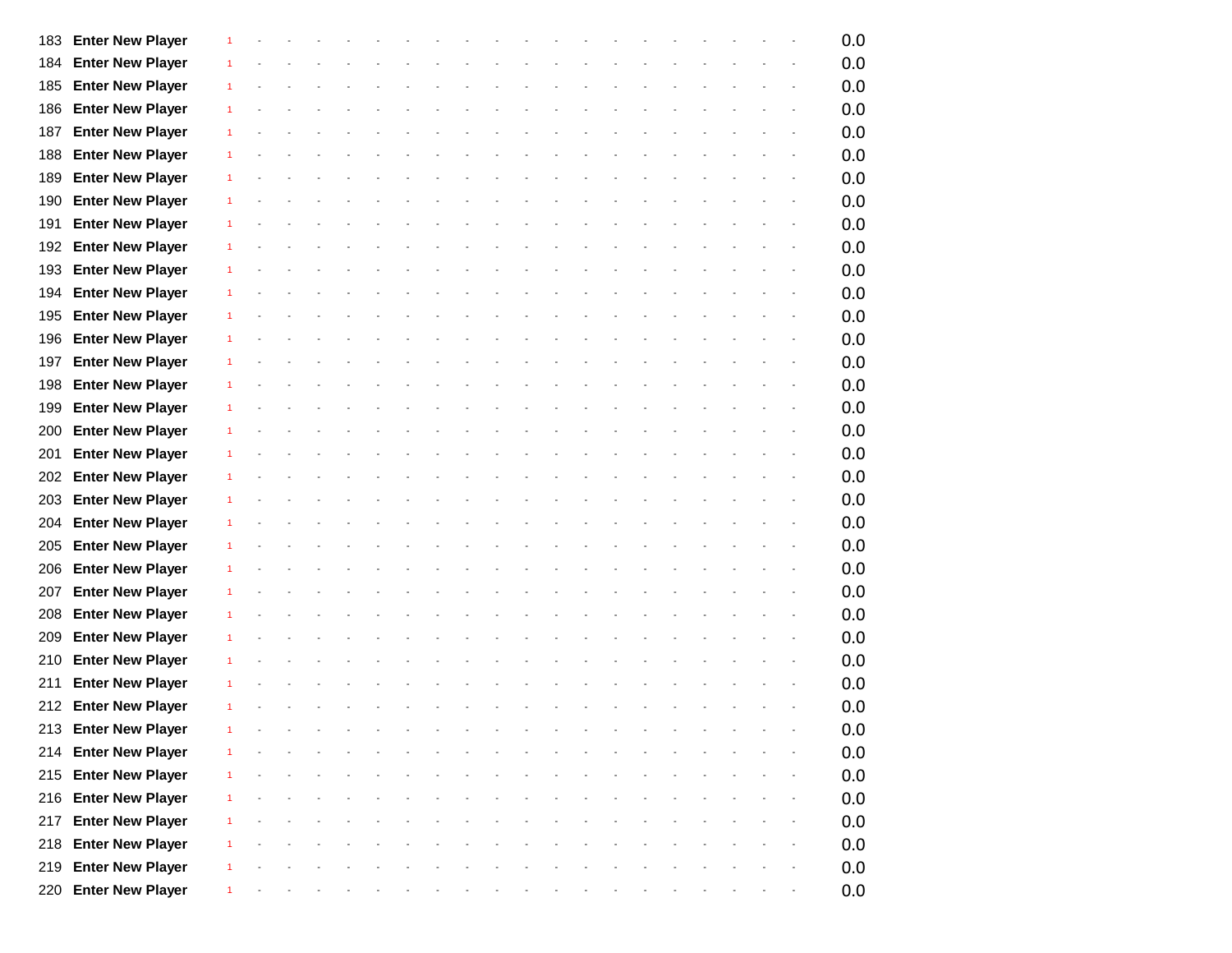| | | | | | | | | | | | | | | | | | | | | | | |
|---|---|---|---|---|---|---|---|---|---|---|---|---|---|---|---|---|---|---|---|---|---|---|
| 183 | **Enter New Player** | 1 | - | - | - | - | - | - | - | - | - | - | - | - | - | - | - | - | - | - | - | 0.0 |
| 184 | **Enter New Player** | 1 | - | - | - | - | - | - | - | - | - | - | - | - | - | - | - | - | - | - | - | 0.0 |
| 185 | **Enter New Player** | 1 | - | - | - | - | - | - | - | - | - | - | - | - | - | - | - | - | - | - | - | 0.0 |
| 186 | **Enter New Player** | 1 | - | - | - | - | - | - | - | - | - | - | - | - | - | - | - | - | - | - | - | 0.0 |
| 187 | **Enter New Player** | 1 | - | - | - | - | - | - | - | - | - | - | - | - | - | - | - | - | - | - | - | 0.0 |
| 188 | **Enter New Player** | 1 | - | - | - | - | - | - | - | - | - | - | - | - | - | - | - | - | - | - | - | 0.0 |
| 189 | **Enter New Player** | 1 | - | - | - | - | - | - | - | - | - | - | - | - | - | - | - | - | - | - | - | 0.0 |
| 190 | **Enter New Player** | 1 | - | - | - | - | - | - | - | - | - | - | - | - | - | - | - | - | - | - | - | 0.0 |
| 191 | **Enter New Player** | 1 | - | - | - | - | - | - | - | - | - | - | - | - | - | - | - | - | - | - | - | 0.0 |
| 192 | **Enter New Player** | 1 | - | - | - | - | - | - | - | - | - | - | - | - | - | - | - | - | - | - | - | 0.0 |
| 193 | **Enter New Player** | 1 | - | - | - | - | - | - | - | - | - | - | - | - | - | - | - | - | - | - | - | 0.0 |
| 194 | **Enter New Player** | 1 | - | - | - | - | - | - | - | - | - | - | - | - | - | - | - | - | - | - | - | 0.0 |
| 195 | **Enter New Player** | 1 | - | - | - | - | - | - | - | - | - | - | - | - | - | - | - | - | - | - | - | 0.0 |
| 196 | **Enter New Player** | 1 | - | - | - | - | - | - | - | - | - | - | - | - | - | - | - | - | - | - | - | 0.0 |
| 197 | **Enter New Player** | 1 | - | - | - | - | - | - | - | - | - | - | - | - | - | - | - | - | - | - | - | 0.0 |
| 198 | **Enter New Player** | 1 | - | - | - | - | - | - | - | - | - | - | - | - | - | - | - | - | - | - | - | 0.0 |
| 199 | **Enter New Player** | 1 | - | - | - | - | - | - | - | - | - | - | - | - | - | - | - | - | - | - | - | 0.0 |
| 200 | **Enter New Player** | 1 | - | - | - | - | - | - | - | - | - | - | - | - | - | - | - | - | - | - | - | 0.0 |
| 201 | **Enter New Player** | 1 | - | - | - | - | - | - | - | - | - | - | - | - | - | - | - | - | - | - | - | 0.0 |
| 202 | **Enter New Player** | 1 | - | - | - | - | - | - | - | - | - | - | - | - | - | - | - | - | - | - | - | 0.0 |
| 203 | **Enter New Player** | 1 | - | - | - | - | - | - | - | - | - | - | - | - | - | - | - | - | - | - | - | 0.0 |
| 204 | **Enter New Player** | 1 | - | - | - | - | - | - | - | - | - | - | - | - | - | - | - | - | - | - | - | 0.0 |
| 205 | **Enter New Player** | 1 | - | - | - | - | - | - | - | - | - | - | - | - | - | - | - | - | - | - | - | 0.0 |
| 206 | **Enter New Player** | 1 | - | - | - | - | - | - | - | - | - | - | - | - | - | - | - | - | - | - | - | 0.0 |
| 207 | **Enter New Player** | 1 | - | - | - | - | - | - | - | - | - | - | - | - | - | - | - | - | - | - | - | 0.0 |
| 208 | **Enter New Player** | 1 | - | - | - | - | - | - | - | - | - | - | - | - | - | - | - | - | - | - | - | 0.0 |
| 209 | **Enter New Player** | 1 | - | - | - | - | - | - | - | - | - | - | - | - | - | - | - | - | - | - | - | 0.0 |
| 210 | **Enter New Player** | 1 | - | - | - | - | - | - | - | - | - | - | - | - | - | - | - | - | - | - | - | 0.0 |
| 211 | **Enter New Player** | 1 | - | - | - | - | - | - | - | - | - | - | - | - | - | - | - | - | - | - | - | 0.0 |
| 212 | **Enter New Player** | 1 | - | - | - | - | - | - | - | - | - | - | - | - | - | - | - | - | - | - | - | 0.0 |
| 213 | **Enter New Player** | 1 | - | - | - | - | - | - | - | - | - | - | - | - | - | - | - | - | - | - | - | 0.0 |
| 214 | **Enter New Player** | 1 | - | - | - | - | - | - | - | - | - | - | - | - | - | - | - | - | - | - | - | 0.0 |
| 215 | **Enter New Player** | 1 | - | - | - | - | - | - | - | - | - | - | - | - | - | - | - | - | - | - | - | 0.0 |
| 216 | **Enter New Player** | 1 | - | - | - | - | - | - | - | - | - | - | - | - | - | - | - | - | - | - | - | 0.0 |
| 217 | **Enter New Player** | 1 | - | - | - | - | - | - | - | - | - | - | - | - | - | - | - | - | - | - | - | 0.0 |
| 218 | **Enter New Player** | 1 | - | - | - | - | - | - | - | - | - | - | - | - | - | - | - | - | - | - | - | 0.0 |
| 219 | **Enter New Player** | 1 | - | - | - | - | - | - | - | - | - | - | - | - | - | - | - | - | - | - | - | 0.0 |
| 220 | **Enter New Player** | 1 | - | - | - | - | - | - | - | - | - | - | - | - | - | - | - | - | - | - | - | 0.0 |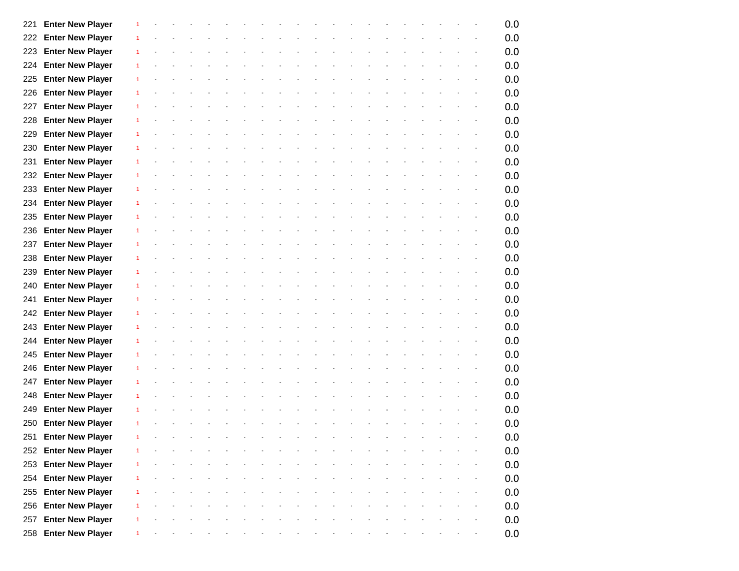| | | | | | | | | | | | | | | | | | | | | | | |
|---|---|---|---|---|---|---|---|---|---|---|---|---|---|---|---|---|---|---|---|---|---|---|
| 221 | **Enter New Player** | 1 | - | - | - | - | - | - | - | - | - | - | - | - | - | - | - | - | - | - | - | 0.0 |
| 222 | **Enter New Player** | 1 | - | - | - | - | - | - | - | - | - | - | - | - | - | - | - | - | - | - | - | 0.0 |
| 223 | **Enter New Player** | 1 | - | - | - | - | - | - | - | - | - | - | - | - | - | - | - | - | - | - | - | 0.0 |
| 224 | **Enter New Player** | 1 | - | - | - | - | - | - | - | - | - | - | - | - | - | - | - | - | - | - | - | 0.0 |
| 225 | **Enter New Player** | 1 | - | - | - | - | - | - | - | - | - | - | - | - | - | - | - | - | - | - | - | 0.0 |
| 226 | **Enter New Player** | 1 | - | - | - | - | - | - | - | - | - | - | - | - | - | - | - | - | - | - | - | 0.0 |
| 227 | **Enter New Player** | 1 | - | - | - | - | - | - | - | - | - | - | - | - | - | - | - | - | - | - | - | 0.0 |
| 228 | **Enter New Player** | 1 | - | - | - | - | - | - | - | - | - | - | - | - | - | - | - | - | - | - | - | 0.0 |
| 229 | **Enter New Player** | 1 | - | - | - | - | - | - | - | - | - | - | - | - | - | - | - | - | - | - | - | 0.0 |
| 230 | **Enter New Player** | 1 | - | - | - | - | - | - | - | - | - | - | - | - | - | - | - | - | - | - | - | 0.0 |
| 231 | **Enter New Player** | 1 | - | - | - | - | - | - | - | - | - | - | - | - | - | - | - | - | - | - | - | 0.0 |
| 232 | **Enter New Player** | 1 | - | - | - | - | - | - | - | - | - | - | - | - | - | - | - | - | - | - | - | 0.0 |
| 233 | **Enter New Player** | 1 | - | - | - | - | - | - | - | - | - | - | - | - | - | - | - | - | - | - | - | 0.0 |
| 234 | **Enter New Player** | 1 | - | - | - | - | - | - | - | - | - | - | - | - | - | - | - | - | - | - | - | 0.0 |
| 235 | **Enter New Player** | 1 | - | - | - | - | - | - | - | - | - | - | - | - | - | - | - | - | - | - | - | 0.0 |
| 236 | **Enter New Player** | 1 | - | - | - | - | - | - | - | - | - | - | - | - | - | - | - | - | - | - | - | 0.0 |
| 237 | **Enter New Player** | 1 | - | - | - | - | - | - | - | - | - | - | - | - | - | - | - | - | - | - | - | 0.0 |
| 238 | **Enter New Player** | 1 | - | - | - | - | - | - | - | - | - | - | - | - | - | - | - | - | - | - | - | 0.0 |
| 239 | **Enter New Player** | 1 | - | - | - | - | - | - | - | - | - | - | - | - | - | - | - | - | - | - | - | 0.0 |
| 240 | **Enter New Player** | 1 | - | - | - | - | - | - | - | - | - | - | - | - | - | - | - | - | - | - | - | 0.0 |
| 241 | **Enter New Player** | 1 | - | - | - | - | - | - | - | - | - | - | - | - | - | - | - | - | - | - | - | 0.0 |
| 242 | **Enter New Player** | 1 | - | - | - | - | - | - | - | - | - | - | - | - | - | - | - | - | - | - | - | 0.0 |
| 243 | **Enter New Player** | 1 | - | - | - | - | - | - | - | - | - | - | - | - | - | - | - | - | - | - | - | 0.0 |
| 244 | **Enter New Player** | 1 | - | - | - | - | - | - | - | - | - | - | - | - | - | - | - | - | - | - | - | 0.0 |
| 245 | **Enter New Player** | 1 | - | - | - | - | - | - | - | - | - | - | - | - | - | - | - | - | - | - | - | 0.0 |
| 246 | **Enter New Player** | 1 | - | - | - | - | - | - | - | - | - | - | - | - | - | - | - | - | - | - | - | 0.0 |
| 247 | **Enter New Player** | 1 | - | - | - | - | - | - | - | - | - | - | - | - | - | - | - | - | - | - | - | 0.0 |
| 248 | **Enter New Player** | 1 | - | - | - | - | - | - | - | - | - | - | - | - | - | - | - | - | - | - | - | 0.0 |
| 249 | **Enter New Player** | 1 | - | - | - | - | - | - | - | - | - | - | - | - | - | - | - | - | - | - | - | 0.0 |
| 250 | **Enter New Player** | 1 | - | - | - | - | - | - | - | - | - | - | - | - | - | - | - | - | - | - | - | 0.0 |
| 251 | **Enter New Player** | 1 | - | - | - | - | - | - | - | - | - | - | - | - | - | - | - | - | - | - | - | 0.0 |
| 252 | **Enter New Player** | 1 | - | - | - | - | - | - | - | - | - | - | - | - | - | - | - | - | - | - | - | 0.0 |
| 253 | **Enter New Player** | 1 | - | - | - | - | - | - | - | - | - | - | - | - | - | - | - | - | - | - | - | 0.0 |
| 254 | **Enter New Player** | 1 | - | - | - | - | - | - | - | - | - | - | - | - | - | - | - | - | - | - | - | 0.0 |
| 255 | **Enter New Player** | 1 | - | - | - | - | - | - | - | - | - | - | - | - | - | - | - | - | - | - | - | 0.0 |
| 256 | **Enter New Player** | 1 | - | - | - | - | - | - | - | - | - | - | - | - | - | - | - | - | - | - | - | 0.0 |
| 257 | **Enter New Player** | 1 | - | - | - | - | - | - | - | - | - | - | - | - | - | - | - | - | - | - | - | 0.0 |
| 258 | **Enter New Player** | 1 | - | - | - | - | - | - | - | - | - | - | - | - | - | - | - | - | - | - | - | 0.0 |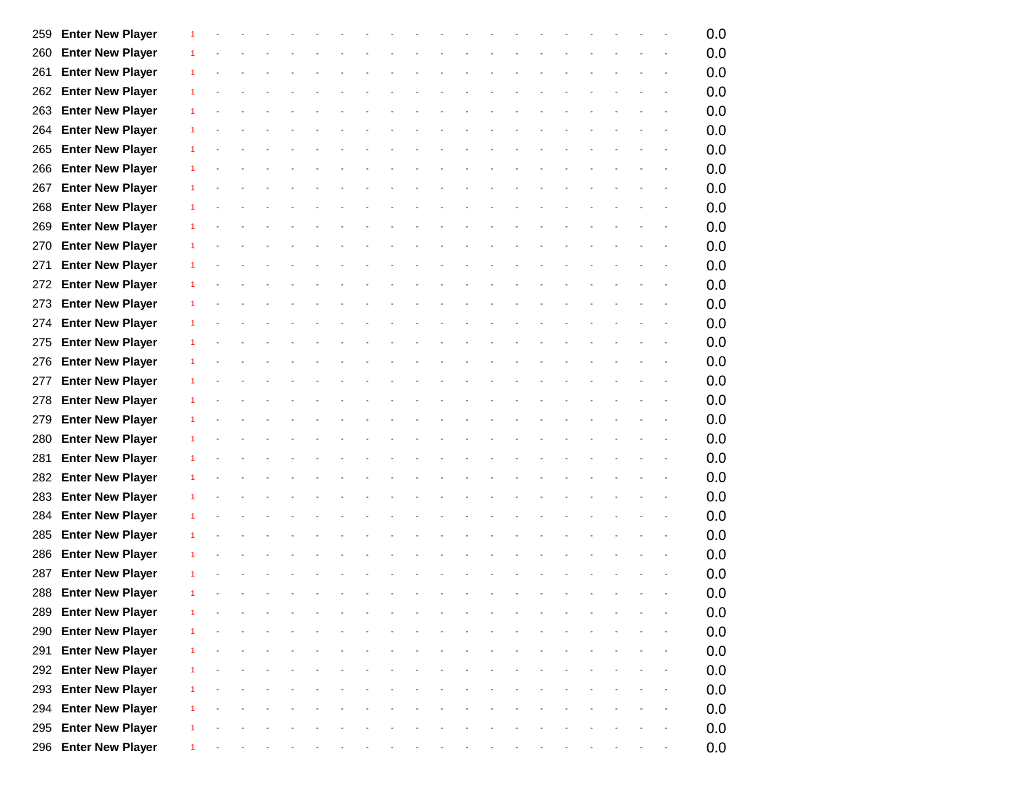| | | | | | | | | | | | | | | | | | | | | | | |
|---|---|---|---|---|---|---|---|---|---|---|---|---|---|---|---|---|---|---|---|---|---|---|
| 259 | **Enter New Player** | 1 | - | - | - | - | - | - | - | - | - | - | - | - | - | - | - | - | - | - | - | 0.0 |
| 260 | **Enter New Player** | 1 | - | - | - | - | - | - | - | - | - | - | - | - | - | - | - | - | - | - | - | 0.0 |
| 261 | **Enter New Player** | 1 | - | - | - | - | - | - | - | - | - | - | - | - | - | - | - | - | - | - | - | 0.0 |
| 262 | **Enter New Player** | 1 | - | - | - | - | - | - | - | - | - | - | - | - | - | - | - | - | - | - | - | 0.0 |
| 263 | **Enter New Player** | 1 | - | - | - | - | - | - | - | - | - | - | - | - | - | - | - | - | - | - | - | 0.0 |
| 264 | **Enter New Player** | 1 | - | - | - | - | - | - | - | - | - | - | - | - | - | - | - | - | - | - | - | 0.0 |
| 265 | **Enter New Player** | 1 | - | - | - | - | - | - | - | - | - | - | - | - | - | - | - | - | - | - | - | 0.0 |
| 266 | **Enter New Player** | 1 | - | - | - | - | - | - | - | - | - | - | - | - | - | - | - | - | - | - | - | 0.0 |
| 267 | **Enter New Player** | 1 | - | - | - | - | - | - | - | - | - | - | - | - | - | - | - | - | - | - | - | 0.0 |
| 268 | **Enter New Player** | 1 | - | - | - | - | - | - | - | - | - | - | - | - | - | - | - | - | - | - | - | 0.0 |
| 269 | **Enter New Player** | 1 | - | - | - | - | - | - | - | - | - | - | - | - | - | - | - | - | - | - | - | 0.0 |
| 270 | **Enter New Player** | 1 | - | - | - | - | - | - | - | - | - | - | - | - | - | - | - | - | - | - | - | 0.0 |
| 271 | **Enter New Player** | 1 | - | - | - | - | - | - | - | - | - | - | - | - | - | - | - | - | - | - | - | 0.0 |
| 272 | **Enter New Player** | 1 | - | - | - | - | - | - | - | - | - | - | - | - | - | - | - | - | - | - | - | 0.0 |
| 273 | **Enter New Player** | 1 | - | - | - | - | - | - | - | - | - | - | - | - | - | - | - | - | - | - | - | 0.0 |
| 274 | **Enter New Player** | 1 | - | - | - | - | - | - | - | - | - | - | - | - | - | - | - | - | - | - | - | 0.0 |
| 275 | **Enter New Player** | 1 | - | - | - | - | - | - | - | - | - | - | - | - | - | - | - | - | - | - | - | 0.0 |
| 276 | **Enter New Player** | 1 | - | - | - | - | - | - | - | - | - | - | - | - | - | - | - | - | - | - | - | 0.0 |
| 277 | **Enter New Player** | 1 | - | - | - | - | - | - | - | - | - | - | - | - | - | - | - | - | - | - | - | 0.0 |
| 278 | **Enter New Player** | 1 | - | - | - | - | - | - | - | - | - | - | - | - | - | - | - | - | - | - | - | 0.0 |
| 279 | **Enter New Player** | 1 | - | - | - | - | - | - | - | - | - | - | - | - | - | - | - | - | - | - | - | 0.0 |
| 280 | **Enter New Player** | 1 | - | - | - | - | - | - | - | - | - | - | - | - | - | - | - | - | - | - | - | 0.0 |
| 281 | **Enter New Player** | 1 | - | - | - | - | - | - | - | - | - | - | - | - | - | - | - | - | - | - | - | 0.0 |
| 282 | **Enter New Player** | 1 | - | - | - | - | - | - | - | - | - | - | - | - | - | - | - | - | - | - | - | 0.0 |
| 283 | **Enter New Player** | 1 | - | - | - | - | - | - | - | - | - | - | - | - | - | - | - | - | - | - | - | 0.0 |
| 284 | **Enter New Player** | 1 | - | - | - | - | - | - | - | - | - | - | - | - | - | - | - | - | - | - | - | 0.0 |
| 285 | **Enter New Player** | 1 | - | - | - | - | - | - | - | - | - | - | - | - | - | - | - | - | - | - | - | 0.0 |
| 286 | **Enter New Player** | 1 | - | - | - | - | - | - | - | - | - | - | - | - | - | - | - | - | - | - | - | 0.0 |
| 287 | **Enter New Player** | 1 | - | - | - | - | - | - | - | - | - | - | - | - | - | - | - | - | - | - | - | 0.0 |
| 288 | **Enter New Player** | 1 | - | - | - | - | - | - | - | - | - | - | - | - | - | - | - | - | - | - | - | 0.0 |
| 289 | **Enter New Player** | 1 | - | - | - | - | - | - | - | - | - | - | - | - | - | - | - | - | - | - | - | 0.0 |
| 290 | **Enter New Player** | 1 | - | - | - | - | - | - | - | - | - | - | - | - | - | - | - | - | - | - | - | 0.0 |
| 291 | **Enter New Player** | 1 | - | - | - | - | - | - | - | - | - | - | - | - | - | - | - | - | - | - | - | 0.0 |
| 292 | **Enter New Player** | 1 | - | - | - | - | - | - | - | - | - | - | - | - | - | - | - | - | - | - | - | 0.0 |
| 293 | **Enter New Player** | 1 | - | - | - | - | - | - | - | - | - | - | - | - | - | - | - | - | - | - | - | 0.0 |
| 294 | **Enter New Player** | 1 | - | - | - | - | - | - | - | - | - | - | - | - | - | - | - | - | - | - | - | 0.0 |
| 295 | **Enter New Player** | 1 | - | - | - | - | - | - | - | - | - | - | - | - | - | - | - | - | - | - | - | 0.0 |
| 296 | **Enter New Player** | 1 | - | - | - | - | - | - | - | - | - | - | - | - | - | - | - | - | - | - | - | 0.0 |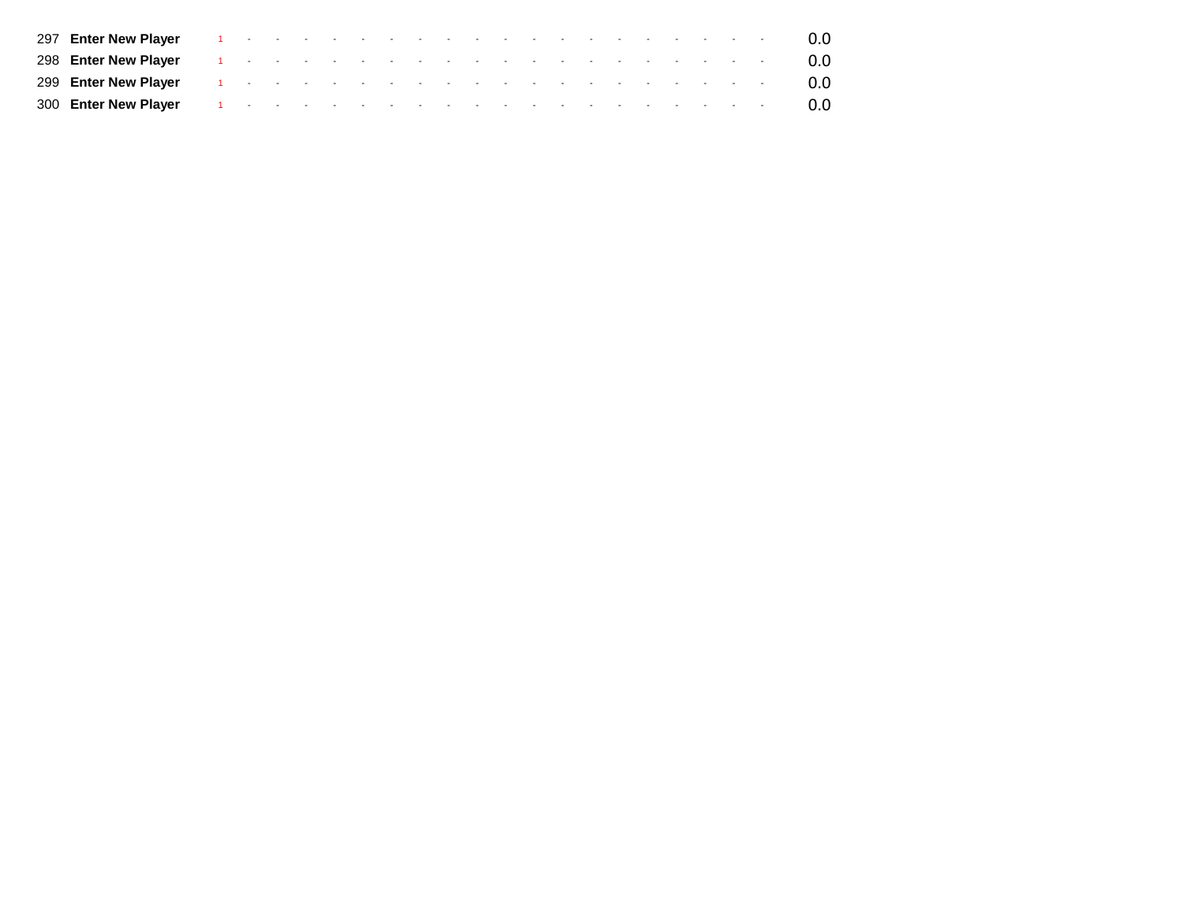| | | | | | | | | | | | | | | | | | | | | | | |
|---|---|---|---|---|---|---|---|---|---|---|---|---|---|---|---|---|---|---|---|---|---|---|
| 297 | **Enter New Player** | 1 | - | - | - | - | - | - | - | - | - | - | - | - | - | - | - | - | - | - | - | 0.0 |
| 298 | **Enter New Player** | 1 | - | - | - | - | - | - | - | - | - | - | - | - | - | - | - | - | - | - | - | 0.0 |
| 299 | **Enter New Player** | 1 | - | - | - | - | - | - | - | - | - | - | - | - | - | - | - | - | - | - | - | 0.0 |
| 300 | **Enter New Player** | 1 | - | - | - | - | - | - | - | - | - | - | - | - | - | - | - | - | - | - | - | 0.0 |